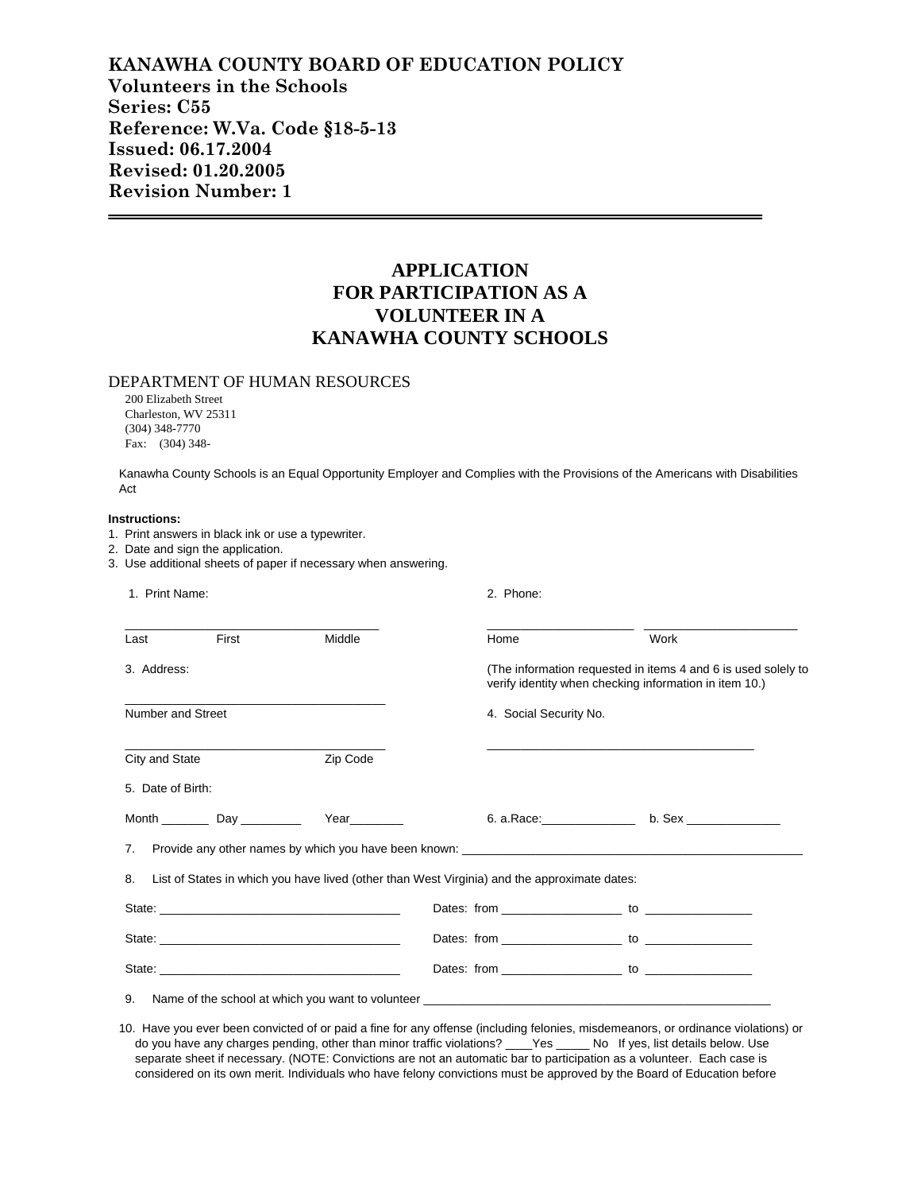**KANAWHA COUNTY BOARD OF EDUCATION POLICY**
**Volunteers in the Schools**
**Series: C55**
**Reference: W.Va. Code §18-5-13**
**Issued: 06.17.2004**
**Revised: 01.20.2005**
**Revision Number: 1**

---

# APPLICATION FOR PARTICIPATION AS A VOLUNTEER IN A KANAWHA COUNTY SCHOOLS

DEPARTMENT OF HUMAN RESOURCES
200 Elizabeth Street
Charleston, WV 25311
(304) 348-7770
Fax: (304) 348-

Kanawha County Schools is an Equal Opportunity Employer and Complies with the Provisions of the Americans with Disabilities Act

**Instructions:**

1. Print answers in black ink or use a typewriter.
2. Date and sign the application.
3. Use additional sheets of paper if necessary when answering.

1. Print Name:

___________________________________
Last First Middle

2. Phone:

____________________ ____________________
Home Work

3. Address:

___________________________________
Number and Street

___________________________________
City and State Zip Code

(The information requested in items 4 and 6 is used solely to verify identity when checking information in item 10.)

4. Social Security No.

___________________________________

5. Date of Birth:

Month _______ Day _________ Year________

6. a.Race:______________ b. Sex ______________

7. Provide any other names by which you have been known: ___________________________________

8. List of States in which you have lived (other than West Virginia) and the approximate dates:

State: _________________________ Dates: from _________________ to _______________

State: _________________________ Dates: from _________________ to _______________

State: _________________________ Dates: from _________________ to _______________

9. Name of the school at which you want to volunteer ___________________________________

10. Have you ever been convicted of or paid a fine for any offense (including felonies, misdemeanors, or ordinance violations) or do you have any charges pending, other than minor traffic violations? ____Yes _____ No If yes, list details below. Use separate sheet if necessary. (NOTE: Convictions are not an automatic bar to participation as a volunteer. Each case is considered on its own merit. Individuals who have felony convictions must be approved by the Board of Education before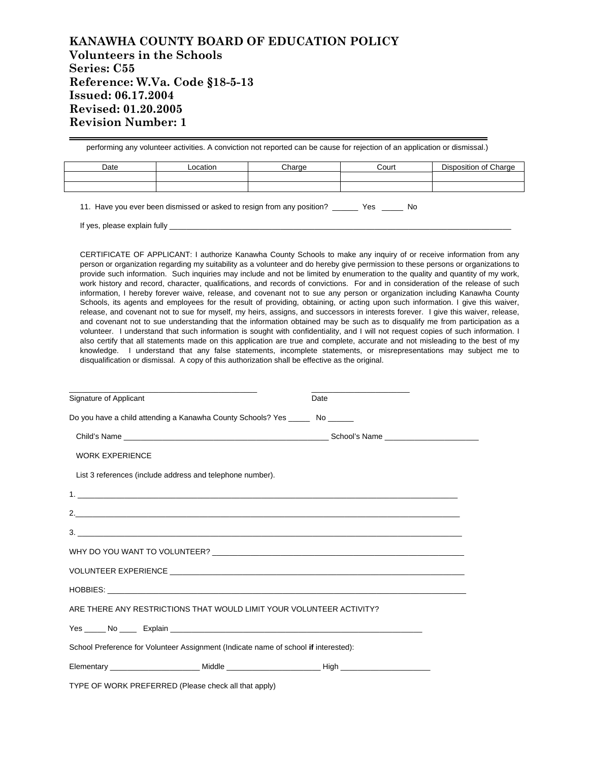# KANAWHA COUNTY BOARD OF EDUCATION POLICY
## Volunteers in the Schools
## Series: C55
## Reference: W.Va. Code §18-5-13
## Issued: 06.17.2004
## Revised: 01.20.2005
## Revision Number: 1

---

performing any volunteer activities. A conviction not reported can be cause for rejection of an application or dismissal.)

| Date | Location | Charge | Court | Disposition of Charge |
|---|---|---|---|---|
| | | | | |
| | | | | |

11. Have you ever been dismissed or asked to resign from any position? ______ Yes _____ No

If yes, please explain fully ________________________________________________________________________________

CERTIFICATE OF APPLICANT: I authorize Kanawha County Schools to make any inquiry of or receive information from any person or organization regarding my suitability as a volunteer and do hereby give permission to these persons or organizations to provide such information. Such inquiries may include and not be limited by enumeration to the quality and quantity of my work, work history and record, character, qualifications, and records of convictions. For and in consideration of the release of such information, I hereby forever waive, release, and covenant not to sue any person or organization including Kanawha County Schools, its agents and employees for the result of providing, obtaining, or acting upon such information. I give this waiver, release, and covenant not to sue for myself, my heirs, assigns, and successors in interests forever. I give this waiver, release, and covenant not to sue understanding that the information obtained may be such as to disqualify me from participation as a volunteer. I understand that such information is sought with confidentiality, and I will not request copies of such information. I also certify that all statements made on this application are true and complete, accurate and not misleading to the best of my knowledge. I understand that any false statements, incomplete statements, or misrepresentations may subject me to disqualification or dismissal. A copy of this authorization shall be effective as the original.

_____________________________________________ ________________________

Signature of Applicant Date

Do you have a child attending a Kanawha County Schools? Yes _____ No ______

Child's Name ________________________________________________ School's Name ______________________

WORK EXPERIENCE

List 3 references (include address and telephone number).

1. ____________________________________________________________________________________________

2. ____________________________________________________________________________________________

3. ____________________________________________________________________________________________

WHY DO YOU WANT TO VOLUNTEER? ____________________________________________________________

VOLUNTEER EXPERIENCE _____________________________________________________________________

HOBBIES: ____________________________________________________________________________________

ARE THERE ANY RESTRICTIONS THAT WOULD LIMIT YOUR VOLUNTEER ACTIVITY?

Yes _____ No ____ Explain ____________________________________________________________

School Preference for Volunteer Assignment (Indicate name of school **if** interested):

Elementary _____________________ Middle ______________________ High _____________________

TYPE OF WORK PREFERRED (Please check all that apply)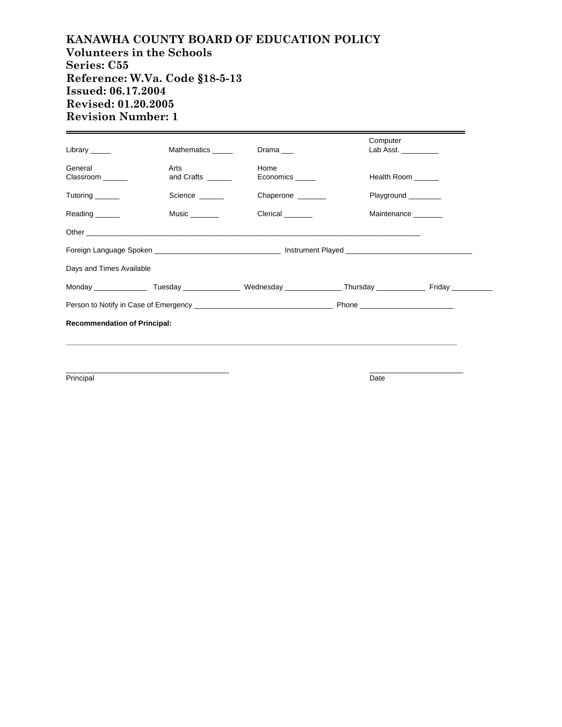**KANAWHA COUNTY BOARD OF EDUCATION POLICY**
**Volunteers in the Schools**
**Series: C55**
**Reference: W.Va. Code §18-5-13**
**Issued: 06.17.2004**
**Revised: 01.20.2005**
**Revision Number: 1**

---

| | | | |
|---|---|---|---|
| Library _____ | Mathematics _____ | Drama ___ | Computer Lab Asst. _________ |
| General Classroom ______ | Arts and Crafts ______ | Home Economics _____ | Health Room ______ |
| Tutoring ______ | Science ______ | Chaperone _______ | Playground ________ |
| Reading ______ | Music _______ | Clerical _______ | Maintenance _______ |

Other ________________________________________________________________________________

Foreign Language Spoken ______________________________ Instrument Played ______________________________

Days and Times Available

Monday _____________ Tuesday _____________ Wednesday _____________ Thursday ____________ Friday __________

Person to Notify in Case of Emergency _________________________________ Phone ______________________

**Recommendation of Principal:**

_____________________________________________________________________________________________

_______________________________________ ______________________
Principal Date